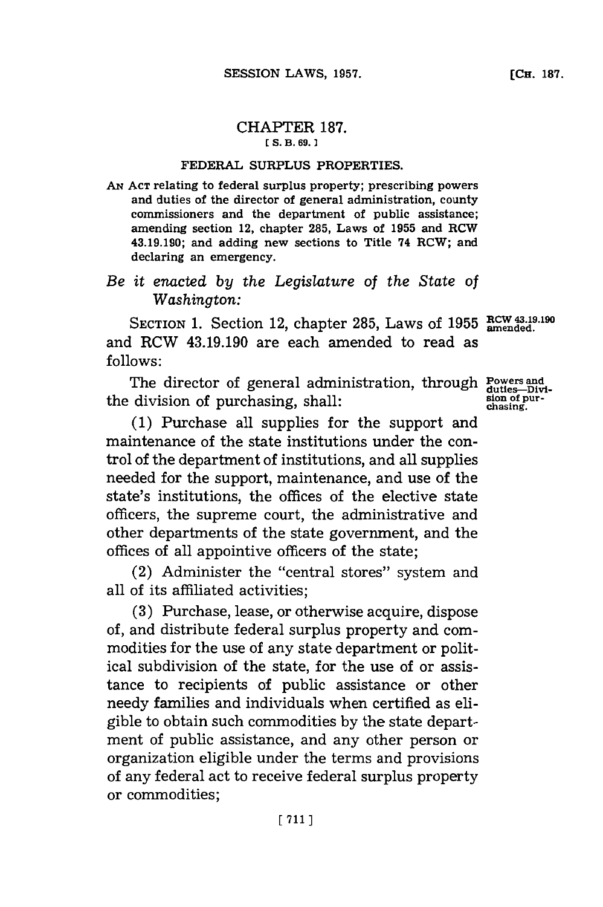# CHAPTER 187.

[ S. B. 69. ]

## FEDERAL SURPLUS PROPERTIES.

AN ACT relating to federal surplus property; prescribing powers and duties of the director of general administration, county commissioners and the department of public assistance; amending section 12, chapter 285, Laws of 1955 and RCW 43.19.190; and adding new sections to Title 74 RCW; and declaring an emergency.

*Be it enacted by the Legislature of the State of Washington:*

SECTION 1. Section 12, chapter 285, Laws of 1955 and RCW 43.19.190 are each amended to read as follows:

RCW 43.19.190 amended.

The director of general administration, through the division of purchasing, shall:

Powers and duties—Division of purchasing.

(1) Purchase all supplies for the support and maintenance of the state institutions under the control of the department of institutions, and all supplies needed for the support, maintenance, and use of the state's institutions, the offices of the elective state officers, the supreme court, the administrative and other departments of the state government, and the offices of all appointive officers of the state;

(2) Administer the "central stores" system and all of its affiliated activities;

(3) Purchase, lease, or otherwise acquire, dispose of, and distribute federal surplus property and commodities for the use of any state department or political subdivision of the state, for the use of or assistance to recipients of public assistance or other needy families and individuals when certified as eligible to obtain such commodities by the state department of public assistance, and any other person or organization eligible under the terms and provisions of any federal act to receive federal surplus property or commodities;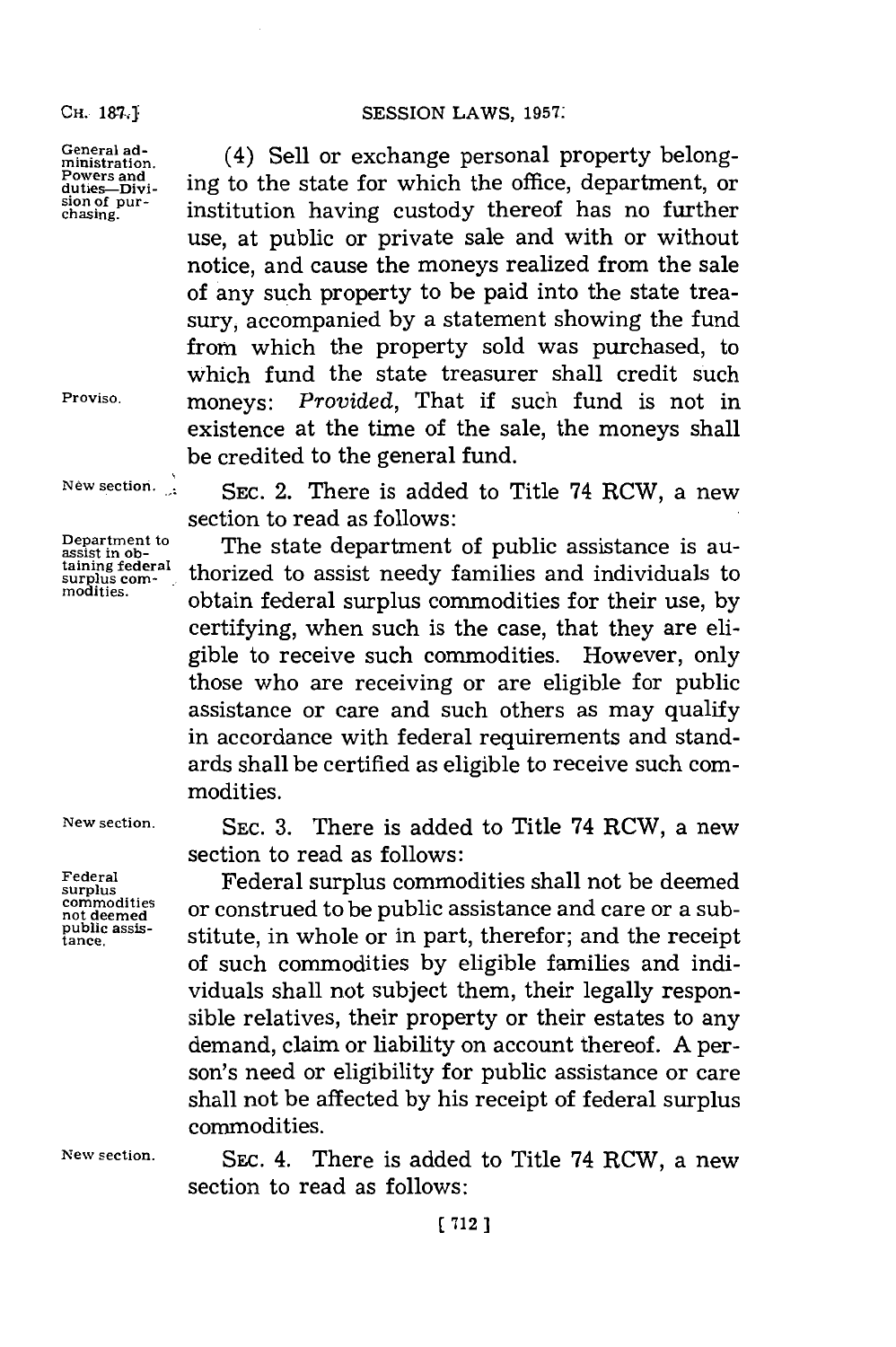General administration. Powers and duties—Division of purchasing.

(4) Sell or exchange personal property belonging to the state for which the office, department, or institution having custody thereof has no further use, at public or private sale and with or without notice, and cause the moneys realized from the sale of any such property to be paid into the state treasury, accompanied by a statement showing the fund from which the property sold was purchased, to which fund the state treasurer shall credit such moneys: *Provided*, That if such fund is not in existence at the time of the sale, the moneys shall be credited to the general fund.

Proviso.

New section.

SEC. 2. There is added to Title 74 RCW, a new section to read as follows:

Department to assist in obtaining federal surplus commodities.

The state department of public assistance is authorized to assist needy families and individuals to obtain federal surplus commodities for their use, by certifying, when such is the case, that they are eligible to receive such commodities. However, only those who are receiving or are eligible for public assistance or care and such others as may qualify in accordance with federal requirements and standards shall be certified as eligible to receive such commodities.

New section.

SEC. 3. There is added to Title 74 RCW, a new section to read as follows:

Federal surplus commodities not deemed public assistance.

Federal surplus commodities shall not be deemed or construed to be public assistance and care or a substitute, in whole or in part, therefor; and the receipt of such commodities by eligible families and individuals shall not subject them, their legally responsible relatives, their property or their estates to any demand, claim or liability on account thereof. A person's need or eligibility for public assistance or care shall not be affected by his receipt of federal surplus commodities.

New section.

SEC. 4. There is added to Title 74 RCW, a new section to read as follows: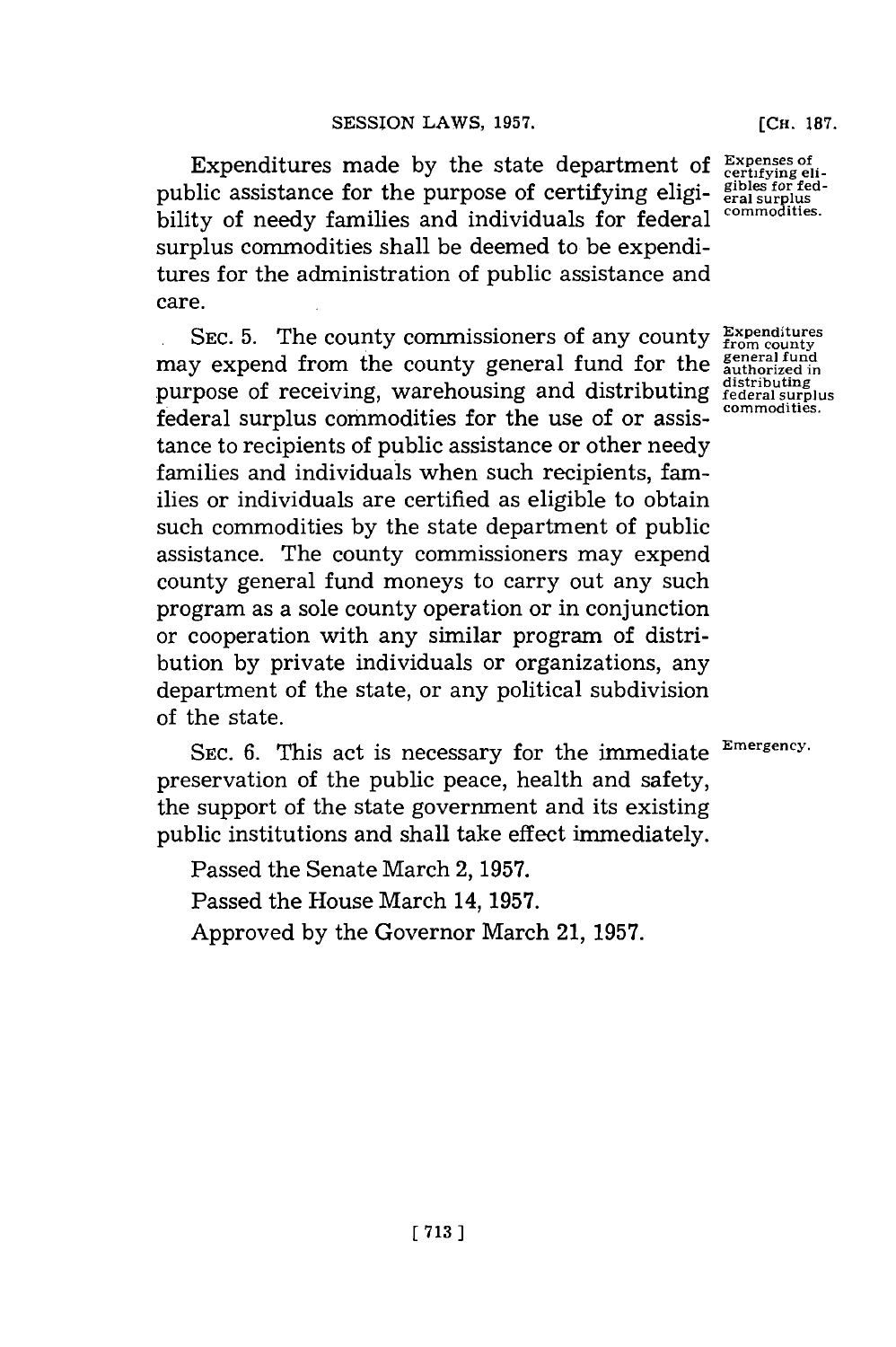Expenditures made by the state department of public assistance for the purpose of certifying eligibility of needy families and individuals for federal surplus commodities shall be deemed to be expenditures for the administration of public assistance and care.

Expenses of certifying eligibles for federal surplus commodities.

SEC. 5. The county commissioners of any county may expend from the county general fund for the purpose of receiving, warehousing and distributing federal surplus commodities for the use of or assistance to recipients of public assistance or other needy families and individuals when such recipients, families or individuals are certified as eligible to obtain such commodities by the state department of public assistance. The county commissioners may expend county general fund moneys to carry out any such program as a sole county operation or in conjunction or cooperation with any similar program of distribution by private individuals or organizations, any department of the state, or any political subdivision of the state.

Expenditures from county general fund authorized in distributing federal surplus commodities.

SEC. 6. This act is necessary for the immediate preservation of the public peace, health and safety, the support of the state government and its existing public institutions and shall take effect immediately.

Emergency.

Passed the Senate March 2, 1957.

Passed the House March 14, 1957.

Approved by the Governor March 21, 1957.